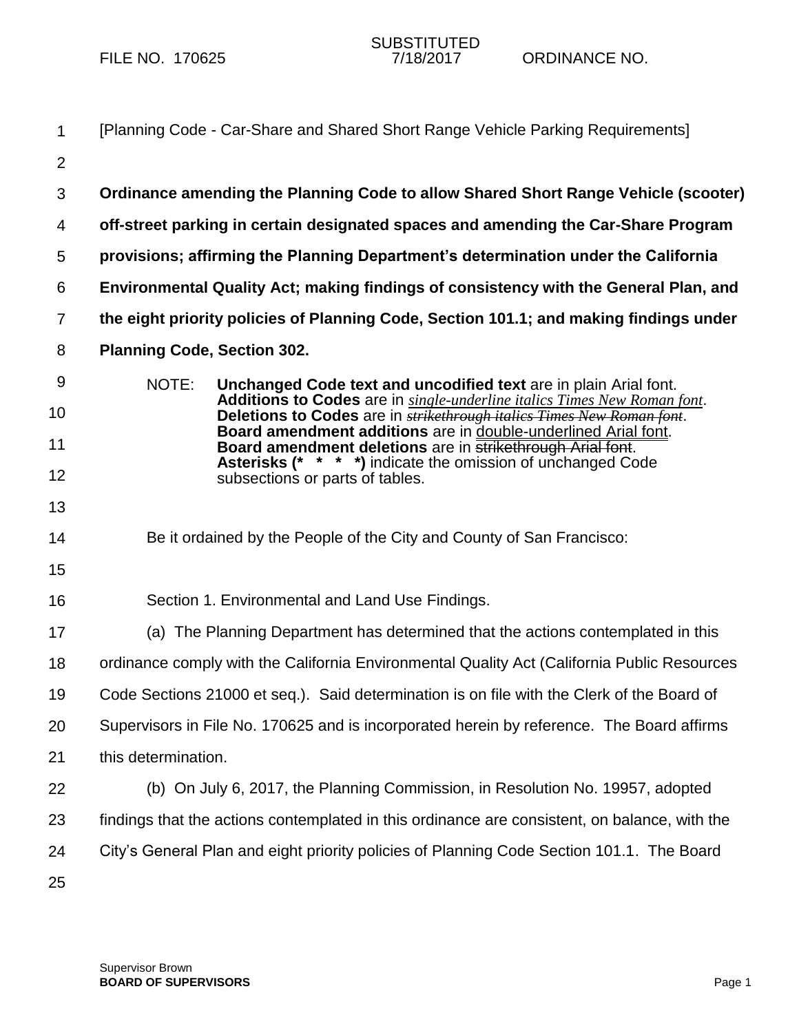SUBSTITUTED

FILE NO. 170625 7/18/2017 ORDINANCE NO.

[Planning Code - Car-Share and Shared Short Range Vehicle Parking Requirements]

**Ordinance amending the Planning Code to allow Shared Short Range Vehicle (scooter) off-street parking in certain designated spaces and amending the Car-Share Program provisions; affirming the Planning Department's determination under the California Environmental Quality Act; making findings of consistency with the General Plan, and the eight priority policies of Planning Code, Section 101.1; and making findings under Planning Code, Section 302.**

NOTE: **Unchanged Code text and uncodified text** are in plain Arial font.
**Additions to Codes** are in *single-underline italics Times New Roman font*.
**Deletions to Codes** are in ~~*strikethrough italics Times New Roman font*~~.
**Board amendment additions** are in double-underlined Arial font.
**Board amendment deletions** are in ~~strikethrough Arial font~~.
**Asterisks (* * * *)** indicate the omission of unchanged Code subsections or parts of tables.

Be it ordained by the People of the City and County of San Francisco:

Section 1. Environmental and Land Use Findings.

(a) The Planning Department has determined that the actions contemplated in this ordinance comply with the California Environmental Quality Act (California Public Resources Code Sections 21000 et seq.). Said determination is on file with the Clerk of the Board of Supervisors in File No. 170625 and is incorporated herein by reference. The Board affirms this determination.

(b) On July 6, 2017, the Planning Commission, in Resolution No. 19957, adopted findings that the actions contemplated in this ordinance are consistent, on balance, with the City's General Plan and eight priority policies of Planning Code Section 101.1. The Board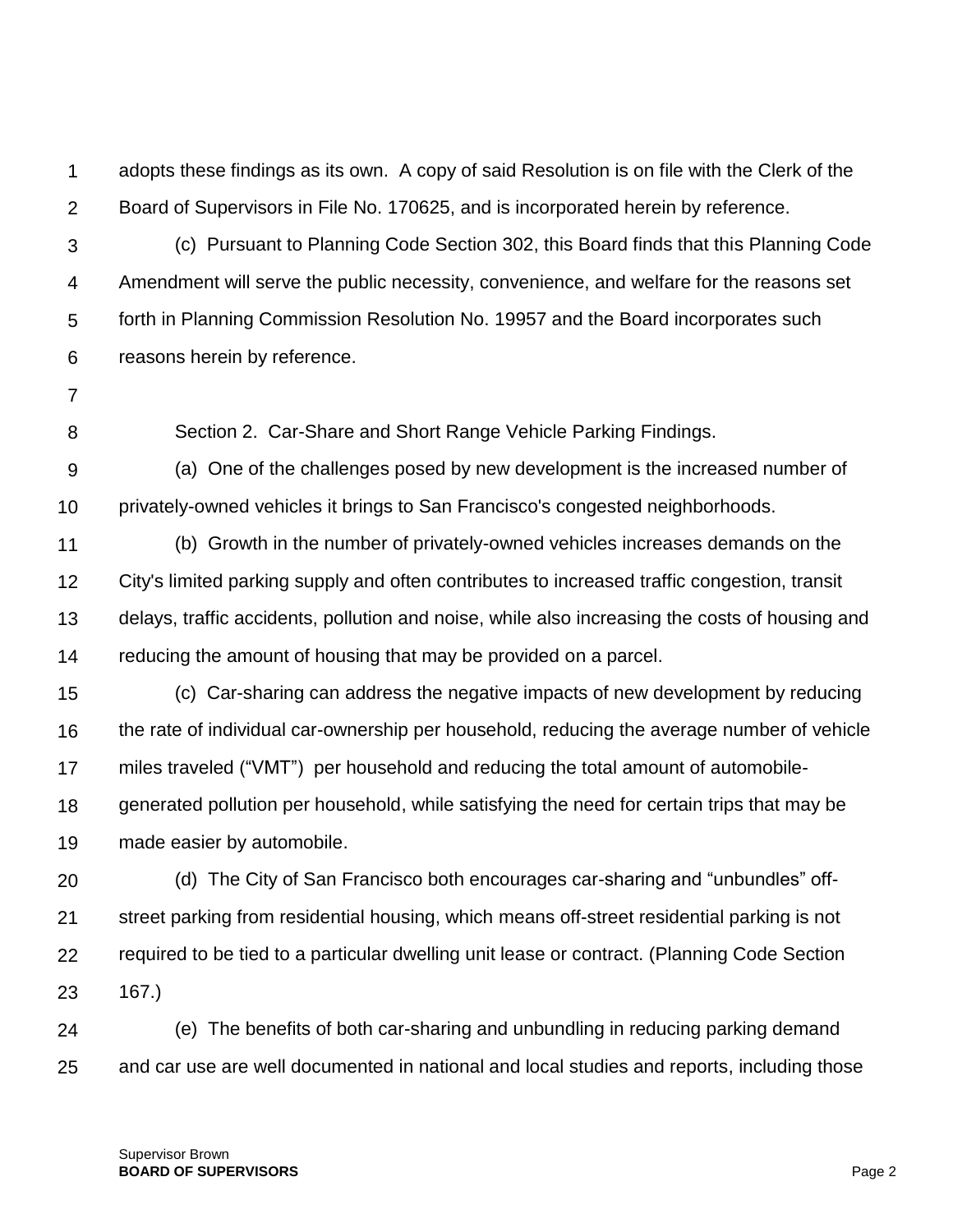adopts these findings as its own. A copy of said Resolution is on file with the Clerk of the Board of Supervisors in File No. 170625, and is incorporated herein by reference.

(c) Pursuant to Planning Code Section 302, this Board finds that this Planning Code Amendment will serve the public necessity, convenience, and welfare for the reasons set forth in Planning Commission Resolution No. 19957 and the Board incorporates such reasons herein by reference.

Section 2. Car-Share and Short Range Vehicle Parking Findings.

(a) One of the challenges posed by new development is the increased number of privately-owned vehicles it brings to San Francisco's congested neighborhoods.

(b) Growth in the number of privately-owned vehicles increases demands on the City's limited parking supply and often contributes to increased traffic congestion, transit delays, traffic accidents, pollution and noise, while also increasing the costs of housing and reducing the amount of housing that may be provided on a parcel.

(c) Car-sharing can address the negative impacts of new development by reducing the rate of individual car-ownership per household, reducing the average number of vehicle miles traveled ("VMT") per household and reducing the total amount of automobile-generated pollution per household, while satisfying the need for certain trips that may be made easier by automobile.

(d) The City of San Francisco both encourages car-sharing and "unbundles" off-street parking from residential housing, which means off-street residential parking is not required to be tied to a particular dwelling unit lease or contract. (Planning Code Section 167.)

(e) The benefits of both car-sharing and unbundling in reducing parking demand and car use are well documented in national and local studies and reports, including those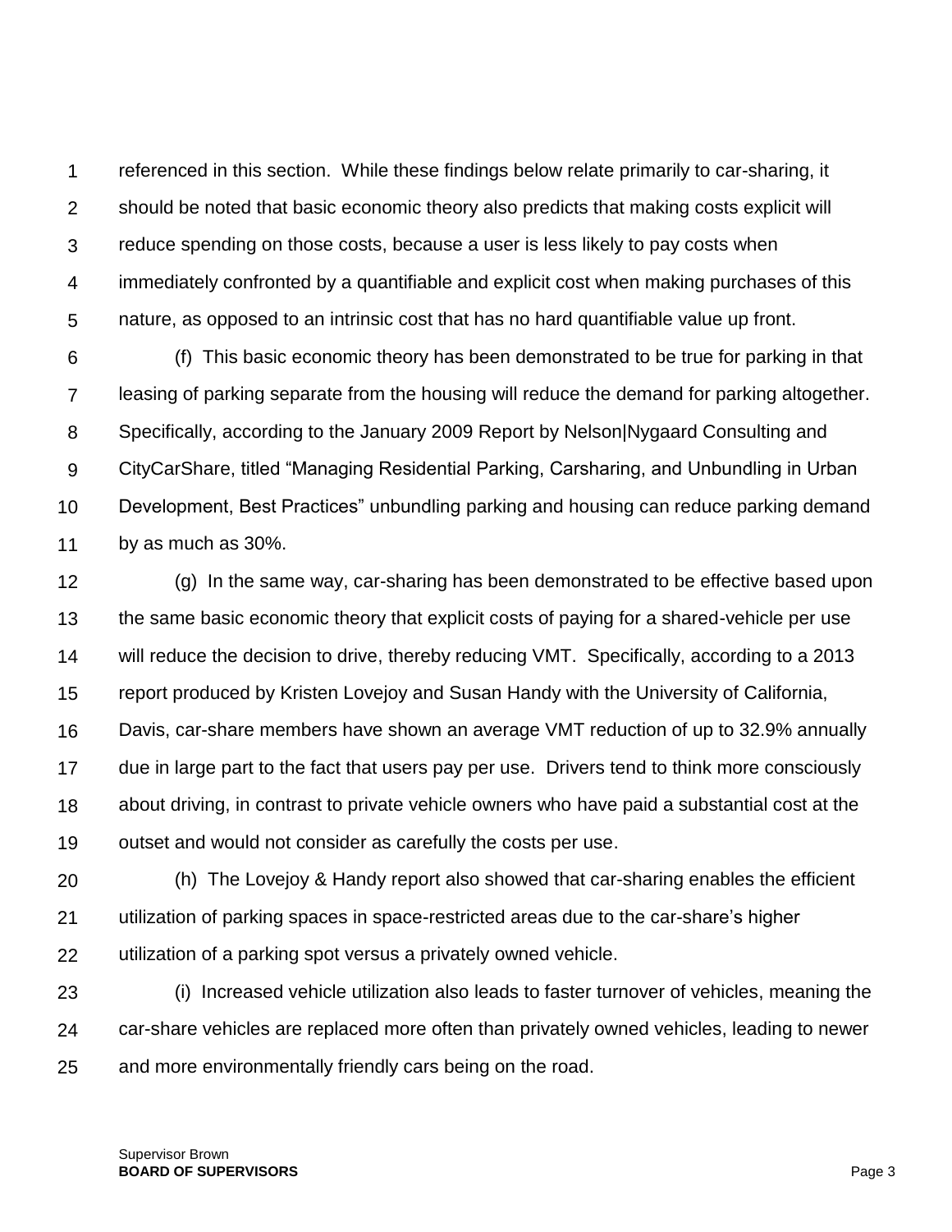referenced in this section. While these findings below relate primarily to car-sharing, it should be noted that basic economic theory also predicts that making costs explicit will reduce spending on those costs, because a user is less likely to pay costs when immediately confronted by a quantifiable and explicit cost when making purchases of this nature, as opposed to an intrinsic cost that has no hard quantifiable value up front.

(f) This basic economic theory has been demonstrated to be true for parking in that leasing of parking separate from the housing will reduce the demand for parking altogether. Specifically, according to the January 2009 Report by Nelson|Nygaard Consulting and CityCarShare, titled "Managing Residential Parking, Carsharing, and Unbundling in Urban Development, Best Practices" unbundling parking and housing can reduce parking demand by as much as 30%.

(g) In the same way, car-sharing has been demonstrated to be effective based upon the same basic economic theory that explicit costs of paying for a shared-vehicle per use will reduce the decision to drive, thereby reducing VMT. Specifically, according to a 2013 report produced by Kristen Lovejoy and Susan Handy with the University of California, Davis, car-share members have shown an average VMT reduction of up to 32.9% annually due in large part to the fact that users pay per use. Drivers tend to think more consciously about driving, in contrast to private vehicle owners who have paid a substantial cost at the outset and would not consider as carefully the costs per use.

(h) The Lovejoy & Handy report also showed that car-sharing enables the efficient utilization of parking spaces in space-restricted areas due to the car-share's higher utilization of a parking spot versus a privately owned vehicle.

(i) Increased vehicle utilization also leads to faster turnover of vehicles, meaning the car-share vehicles are replaced more often than privately owned vehicles, leading to newer and more environmentally friendly cars being on the road.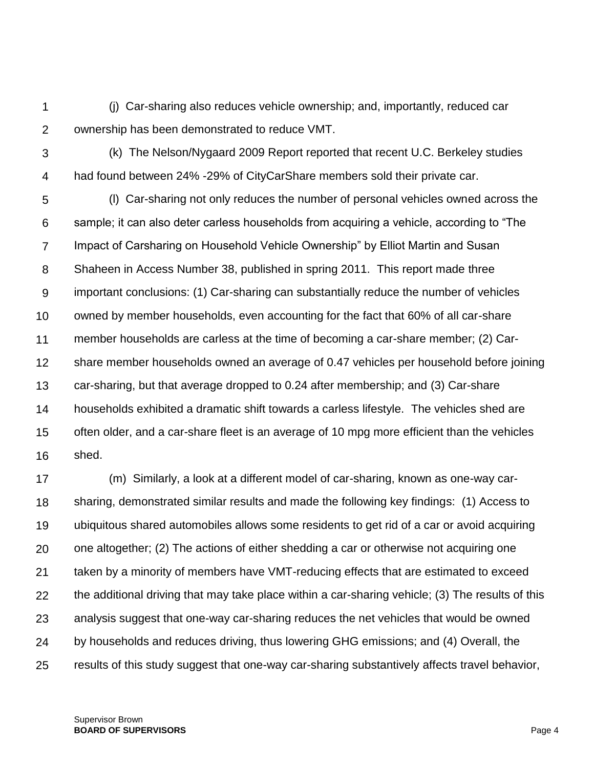(j) Car-sharing also reduces vehicle ownership; and, importantly, reduced car ownership has been demonstrated to reduce VMT.

(k) The Nelson/Nygaard 2009 Report reported that recent U.C. Berkeley studies had found between 24% -29% of CityCarShare members sold their private car.

(l) Car-sharing not only reduces the number of personal vehicles owned across the sample; it can also deter carless households from acquiring a vehicle, according to "The Impact of Carsharing on Household Vehicle Ownership" by Elliot Martin and Susan Shaheen in Access Number 38, published in spring 2011. This report made three important conclusions: (1) Car-sharing can substantially reduce the number of vehicles owned by member households, even accounting for the fact that 60% of all car-share member households are carless at the time of becoming a car-share member; (2) Car-share member households owned an average of 0.47 vehicles per household before joining car-sharing, but that average dropped to 0.24 after membership; and (3) Car-share households exhibited a dramatic shift towards a carless lifestyle. The vehicles shed are often older, and a car-share fleet is an average of 10 mpg more efficient than the vehicles shed.

(m) Similarly, a look at a different model of car-sharing, known as one-way car-sharing, demonstrated similar results and made the following key findings: (1) Access to ubiquitous shared automobiles allows some residents to get rid of a car or avoid acquiring one altogether; (2) The actions of either shedding a car or otherwise not acquiring one taken by a minority of members have VMT-reducing effects that are estimated to exceed the additional driving that may take place within a car-sharing vehicle; (3) The results of this analysis suggest that one-way car-sharing reduces the net vehicles that would be owned by households and reduces driving, thus lowering GHG emissions; and (4) Overall, the results of this study suggest that one-way car-sharing substantively affects travel behavior,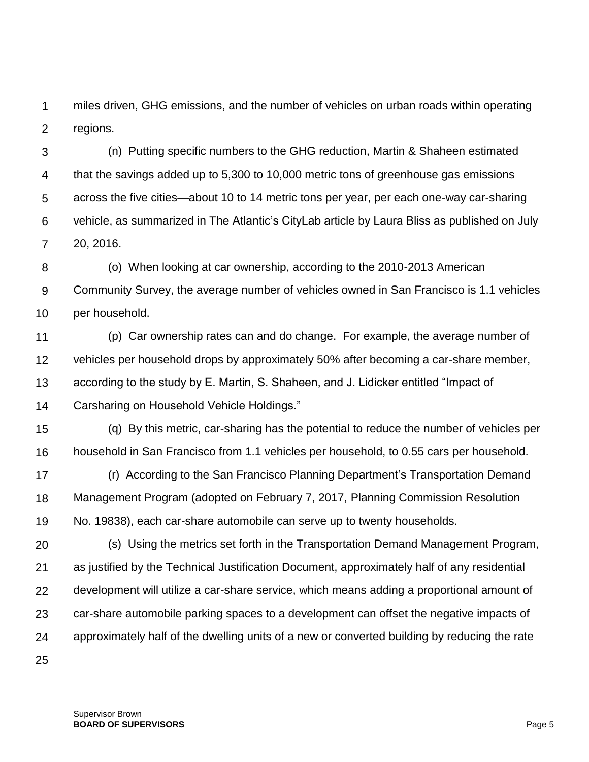miles driven, GHG emissions, and the number of vehicles on urban roads within operating regions.

(n) Putting specific numbers to the GHG reduction, Martin & Shaheen estimated that the savings added up to 5,300 to 10,000 metric tons of greenhouse gas emissions across the five cities—about 10 to 14 metric tons per year, per each one-way car-sharing vehicle, as summarized in The Atlantic's CityLab article by Laura Bliss as published on July 20, 2016.

(o) When looking at car ownership, according to the 2010-2013 American Community Survey, the average number of vehicles owned in San Francisco is 1.1 vehicles per household.

(p) Car ownership rates can and do change. For example, the average number of vehicles per household drops by approximately 50% after becoming a car-share member, according to the study by E. Martin, S. Shaheen, and J. Lidicker entitled "Impact of Carsharing on Household Vehicle Holdings."

(q) By this metric, car-sharing has the potential to reduce the number of vehicles per household in San Francisco from 1.1 vehicles per household, to 0.55 cars per household.

(r) According to the San Francisco Planning Department's Transportation Demand Management Program (adopted on February 7, 2017, Planning Commission Resolution No. 19838), each car-share automobile can serve up to twenty households.

(s) Using the metrics set forth in the Transportation Demand Management Program, as justified by the Technical Justification Document, approximately half of any residential development will utilize a car-share service, which means adding a proportional amount of car-share automobile parking spaces to a development can offset the negative impacts of approximately half of the dwelling units of a new or converted building by reducing the rate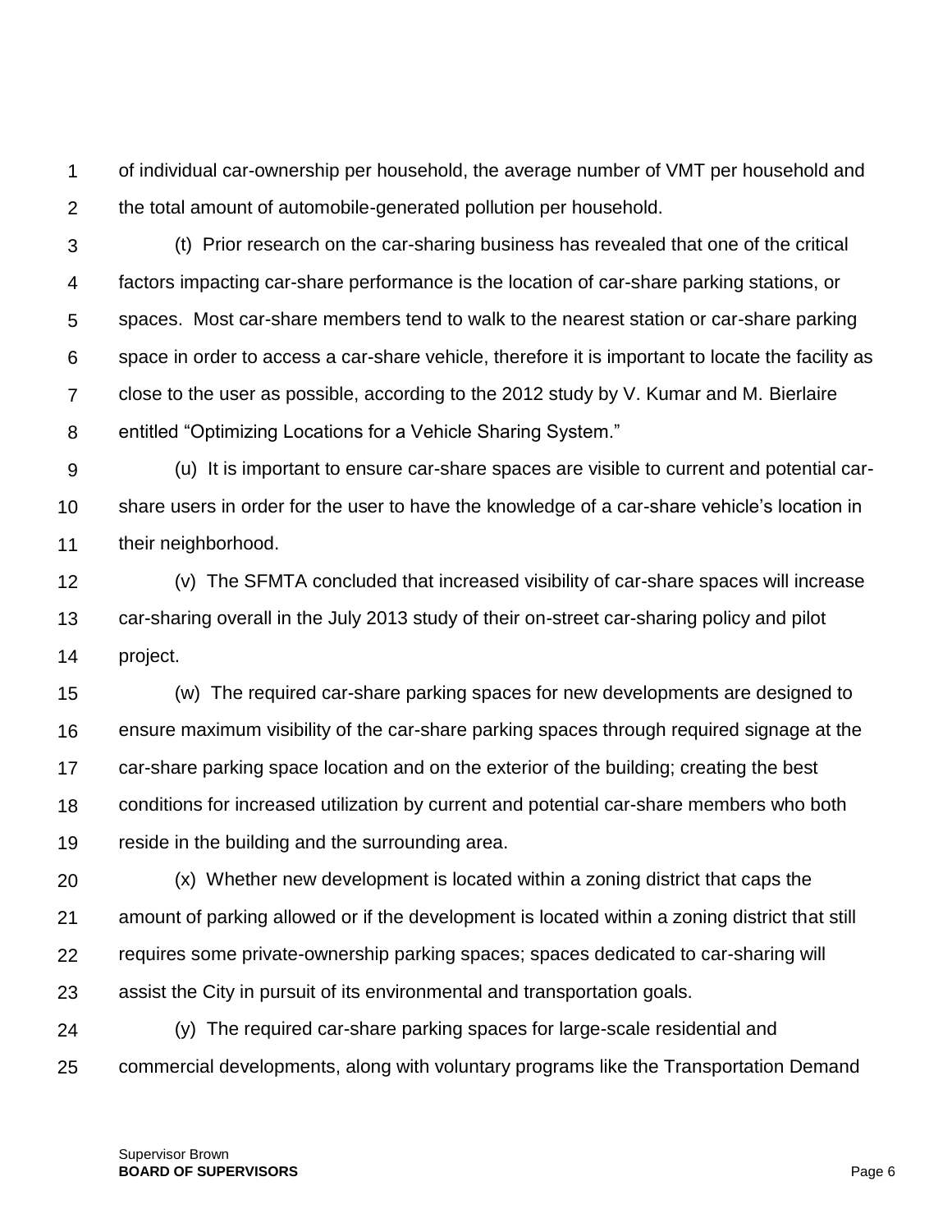of individual car-ownership per household, the average number of VMT per household and the total amount of automobile-generated pollution per household.

(t) Prior research on the car-sharing business has revealed that one of the critical factors impacting car-share performance is the location of car-share parking stations, or spaces. Most car-share members tend to walk to the nearest station or car-share parking space in order to access a car-share vehicle, therefore it is important to locate the facility as close to the user as possible, according to the 2012 study by V. Kumar and M. Bierlaire entitled "Optimizing Locations for a Vehicle Sharing System."

(u) It is important to ensure car-share spaces are visible to current and potential car-share users in order for the user to have the knowledge of a car-share vehicle's location in their neighborhood.

(v) The SFMTA concluded that increased visibility of car-share spaces will increase car-sharing overall in the July 2013 study of their on-street car-sharing policy and pilot project.

(w) The required car-share parking spaces for new developments are designed to ensure maximum visibility of the car-share parking spaces through required signage at the car-share parking space location and on the exterior of the building; creating the best conditions for increased utilization by current and potential car-share members who both reside in the building and the surrounding area.

(x) Whether new development is located within a zoning district that caps the amount of parking allowed or if the development is located within a zoning district that still requires some private-ownership parking spaces; spaces dedicated to car-sharing will assist the City in pursuit of its environmental and transportation goals.

(y) The required car-share parking spaces for large-scale residential and commercial developments, along with voluntary programs like the Transportation Demand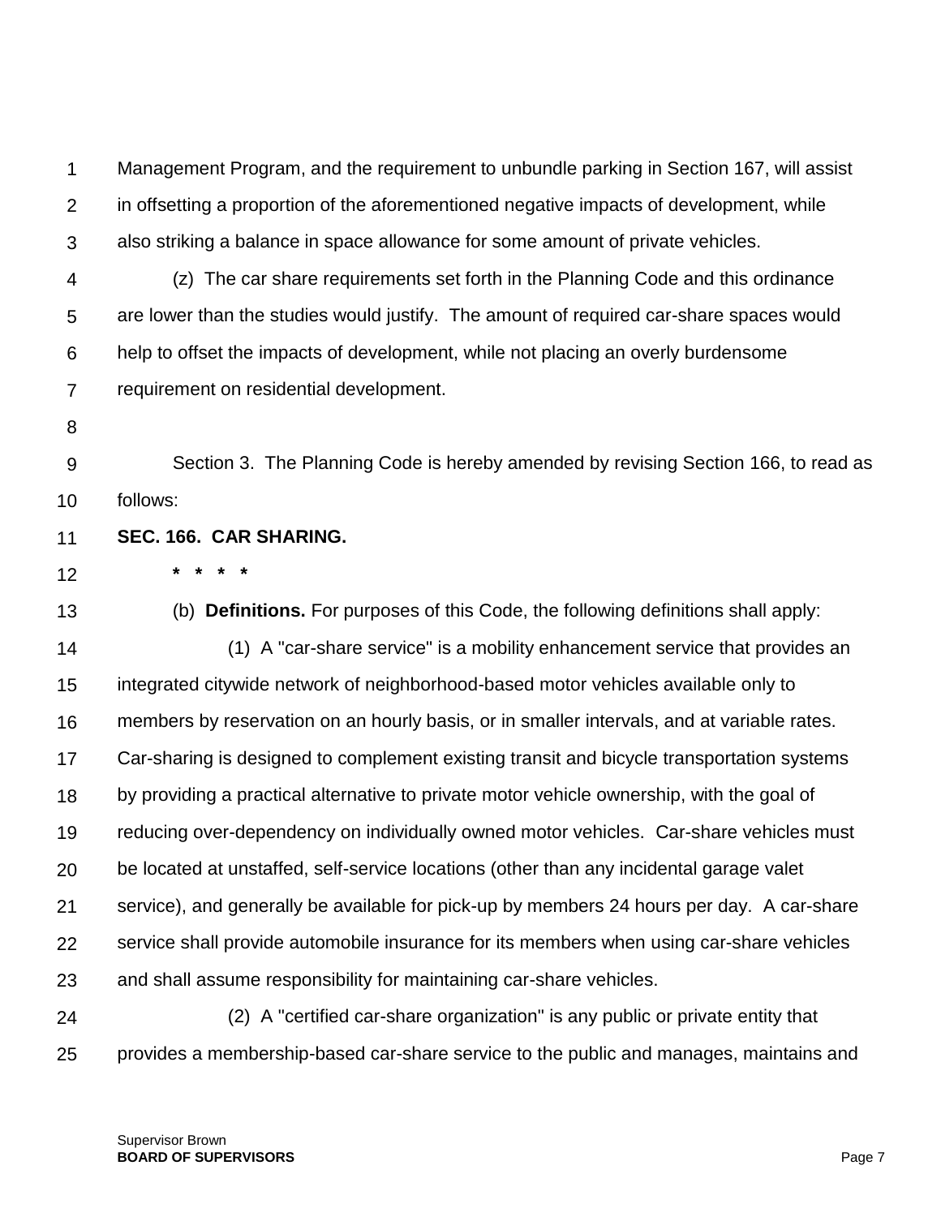Management Program, and the requirement to unbundle parking in Section 167, will assist in offsetting a proportion of the aforementioned negative impacts of development, while also striking a balance in space allowance for some amount of private vehicles.

(z) The car share requirements set forth in the Planning Code and this ordinance are lower than the studies would justify. The amount of required car-share spaces would help to offset the impacts of development, while not placing an overly burdensome requirement on residential development.

Section 3. The Planning Code is hereby amended by revising Section 166, to read as follows:

**SEC. 166. CAR SHARING.**

**\* \* \* \***

(b) **Definitions.** For purposes of this Code, the following definitions shall apply:

(1) A "car-share service" is a mobility enhancement service that provides an integrated citywide network of neighborhood-based motor vehicles available only to members by reservation on an hourly basis, or in smaller intervals, and at variable rates. Car-sharing is designed to complement existing transit and bicycle transportation systems by providing a practical alternative to private motor vehicle ownership, with the goal of reducing over-dependency on individually owned motor vehicles. Car-share vehicles must be located at unstaffed, self-service locations (other than any incidental garage valet service), and generally be available for pick-up by members 24 hours per day. A car-share service shall provide automobile insurance for its members when using car-share vehicles and shall assume responsibility for maintaining car-share vehicles.

(2) A "certified car-share organization" is any public or private entity that provides a membership-based car-share service to the public and manages, maintains and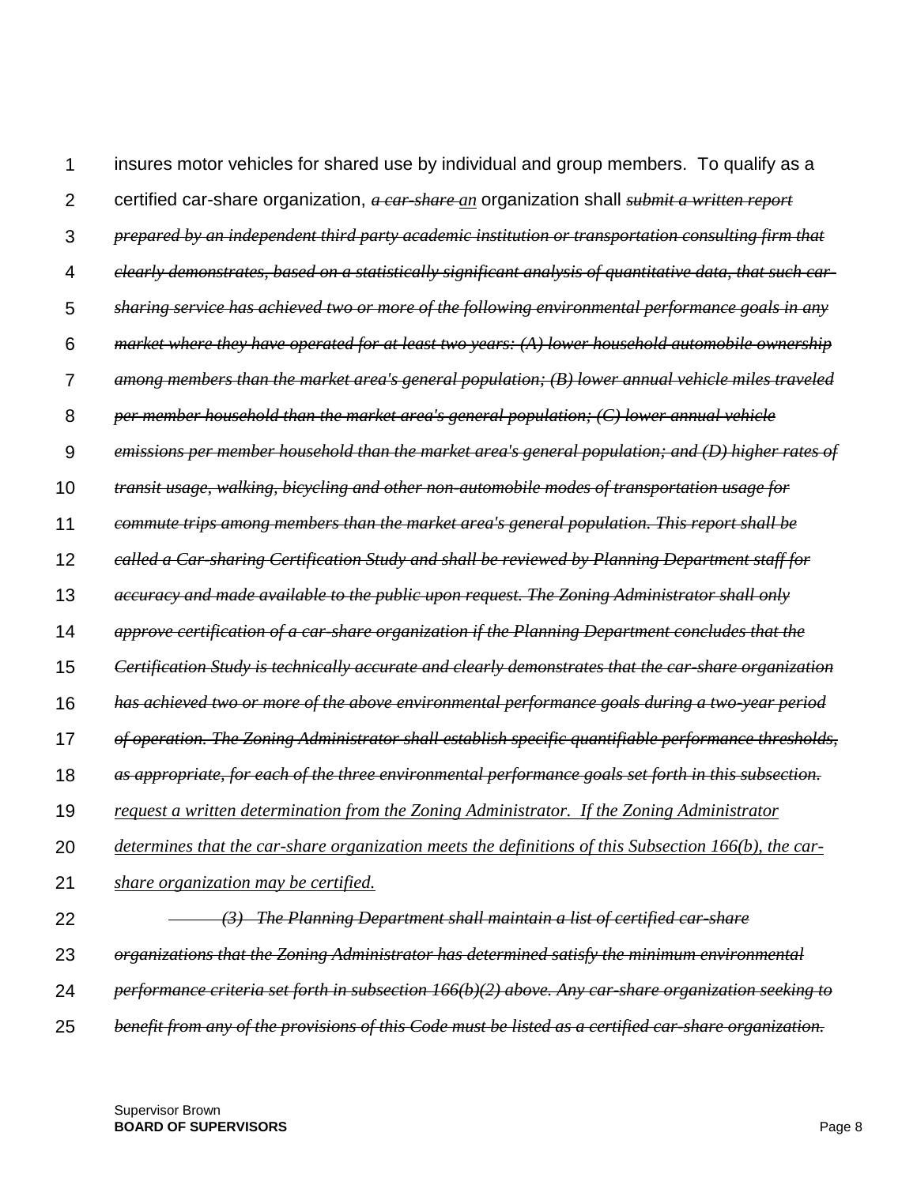insures motor vehicles for shared use by individual and group members. To qualify as a certified car-share organization, ~~*a car-share*~~ *an* organization shall ~~*submit a written report prepared by an independent third party academic institution or transportation consulting firm that clearly demonstrates, based on a statistically significant analysis of quantitative data, that such car-sharing service has achieved two or more of the following environmental performance goals in any market where they have operated for at least two years: (A) lower household automobile ownership among members than the market area's general population; (B) lower annual vehicle miles traveled per member household than the market area's general population; (C) lower annual vehicle emissions per member household than the market area's general population; and (D) higher rates of transit usage, walking, bicycling and other non-automobile modes of transportation usage for commute trips among members than the market area's general population. This report shall be called a Car-sharing Certification Study and shall be reviewed by Planning Department staff for accuracy and made available to the public upon request. The Zoning Administrator shall only approve certification of a car-share organization if the Planning Department concludes that the Certification Study is technically accurate and clearly demonstrates that the car-share organization has achieved two or more of the above environmental performance goals during a two-year period of operation. The Zoning Administrator shall establish specific quantifiable performance thresholds, as appropriate, for each of the three environmental performance goals set forth in this subsection.*~~ *request a written determination from the Zoning Administrator. If the Zoning Administrator determines that the car-share organization meets the definitions of this Subsection 166(b), the car-share organization may be certified.*

~~*(3) The Planning Department shall maintain a list of certified car-share organizations that the Zoning Administrator has determined satisfy the minimum environmental performance criteria set forth in subsection 166(b)(2) above. Any car-share organization seeking to benefit from any of the provisions of this Code must be listed as a certified car-share organization.*~~

Supervisor Brown
**BOARD OF SUPERVISORS**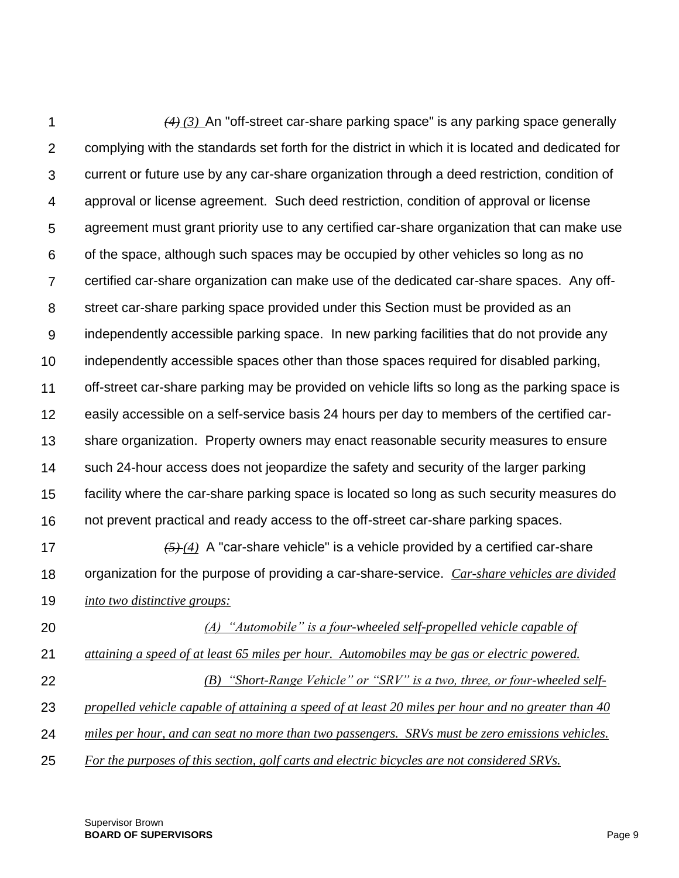~~*(4)*~~ *(3)* An "off-street car-share parking space" is any parking space generally complying with the standards set forth for the district in which it is located and dedicated for current or future use by any car-share organization through a deed restriction, condition of approval or license agreement. Such deed restriction, condition of approval or license agreement must grant priority use to any certified car-share organization that can make use of the space, although such spaces may be occupied by other vehicles so long as no certified car-share organization can make use of the dedicated car-share spaces. Any off-street car-share parking space provided under this Section must be provided as an independently accessible parking space. In new parking facilities that do not provide any independently accessible spaces other than those spaces required for disabled parking, off-street car-share parking may be provided on vehicle lifts so long as the parking space is easily accessible on a self-service basis 24 hours per day to members of the certified car-share organization. Property owners may enact reasonable security measures to ensure such 24-hour access does not jeopardize the safety and security of the larger parking facility where the car-share parking space is located so long as such security measures do not prevent practical and ready access to the off-street car-share parking spaces.

~~*(5)*~~ *(4)* A "car-share vehicle" is a vehicle provided by a certified car-share organization for the purpose of providing a car-share-service. *<u>Car-share vehicles are divided into two distinctive groups:</u>*

*<u>(A) "Automobile" is a four-wheeled self-propelled vehicle capable of attaining a speed of at least 65 miles per hour. Automobiles may be gas or electric powered.</u>*

*<u>(B) "Short-Range Vehicle" or "SRV" is a two, three, or four-wheeled self-propelled vehicle capable of attaining a speed of at least 20 miles per hour and no greater than 40 miles per hour, and can seat no more than two passengers. SRVs must be zero emissions vehicles. For the purposes of this section, golf carts and electric bicycles are not considered SRVs.</u>*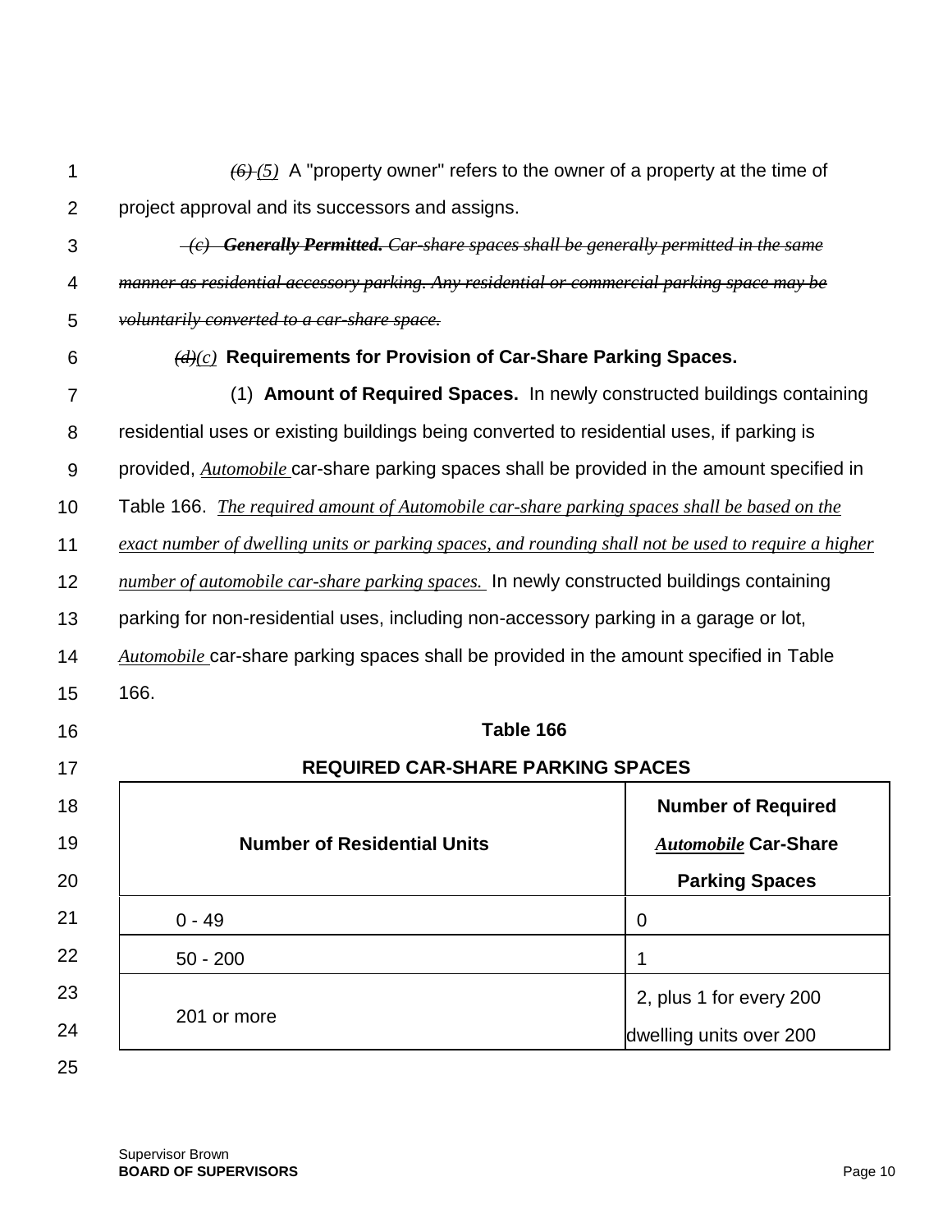~~*(6)*~~ *(5)* A "property owner" refers to the owner of a property at the time of project approval and its successors and assigns.

~~*(c) **Generally Permitted.** Car-share spaces shall be generally permitted in the same manner as residential accessory parking. Any residential or commercial parking space may be voluntarily converted to a car-share space.*~~

~~*(d)*~~*(c)* **Requirements for Provision of Car-Share Parking Spaces.**

(1) **Amount of Required Spaces.** In newly constructed buildings containing residential uses or existing buildings being converted to residential uses, if parking is provided, *Automobile* car-share parking spaces shall be provided in the amount specified in Table 166. *The required amount of Automobile car-share parking spaces shall be based on the exact number of dwelling units or parking spaces, and rounding shall not be used to require a higher number of automobile car-share parking spaces.* In newly constructed buildings containing parking for non-residential uses, including non-accessory parking in a garage or lot, *Automobile* car-share parking spaces shall be provided in the amount specified in Table 166.

**Table 166**

**REQUIRED CAR-SHARE PARKING SPACES**

| Number of Residential Units | Number of Required ***Automobile*** Car-Share Parking Spaces |
|---|---|
| 0 - 49 | 0 |
| 50 - 200 | 1 |
| 201 or more | 2, plus 1 for every 200 dwelling units over 200 |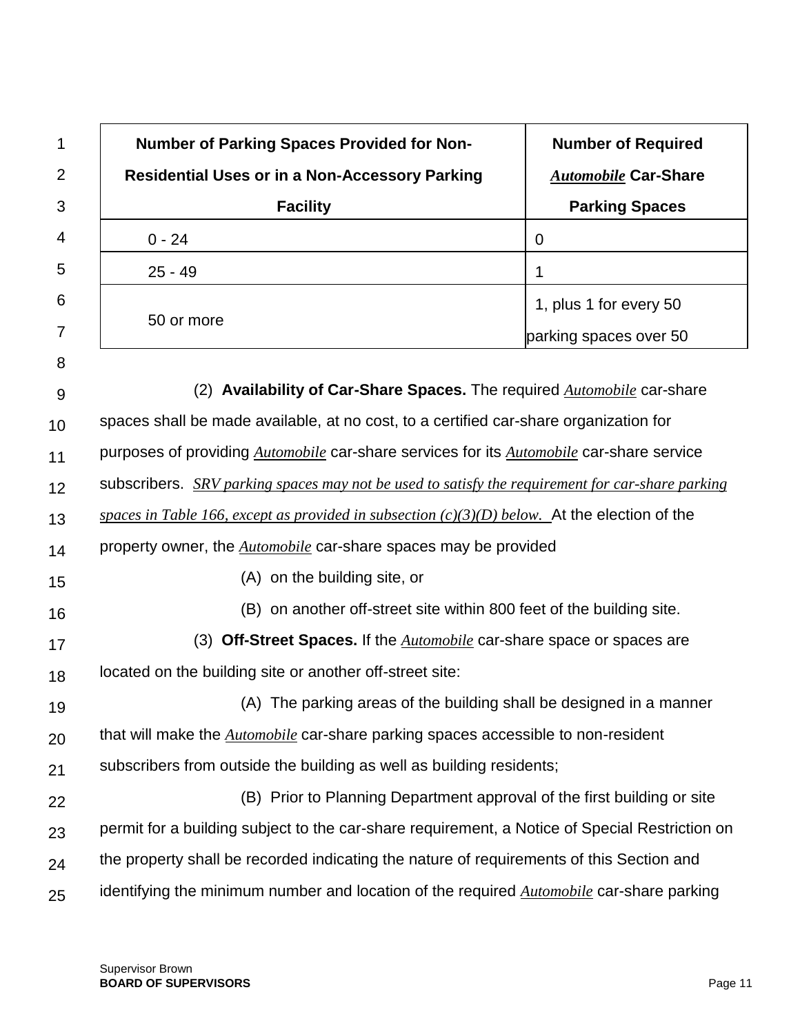| Number of Parking Spaces Provided for Non-Residential Uses or in a Non-Accessory Parking Facility | Number of Required *Automobile* Car-Share Parking Spaces |
|---|---|
| 0 - 24 | 0 |
| 25 - 49 | 1 |
| 50 or more | 1, plus 1 for every 50 parking spaces over 50 |

(2) **Availability of Car-Share Spaces.** The required *Automobile* car-share spaces shall be made available, at no cost, to a certified car-share organization for purposes of providing *Automobile* car-share services for its *Automobile* car-share service subscribers. *SRV parking spaces may not be used to satisfy the requirement for car-share parking spaces in Table 166, except as provided in subsection (c)(3)(D) below.* At the election of the property owner, the *Automobile* car-share spaces may be provided

(A) on the building site, or

(B) on another off-street site within 800 feet of the building site.

(3) **Off-Street Spaces.** If the *Automobile* car-share space or spaces are located on the building site or another off-street site:

(A) The parking areas of the building shall be designed in a manner that will make the *Automobile* car-share parking spaces accessible to non-resident subscribers from outside the building as well as building residents;

(B) Prior to Planning Department approval of the first building or site permit for a building subject to the car-share requirement, a Notice of Special Restriction on the property shall be recorded indicating the nature of requirements of this Section and identifying the minimum number and location of the required *Automobile* car-share parking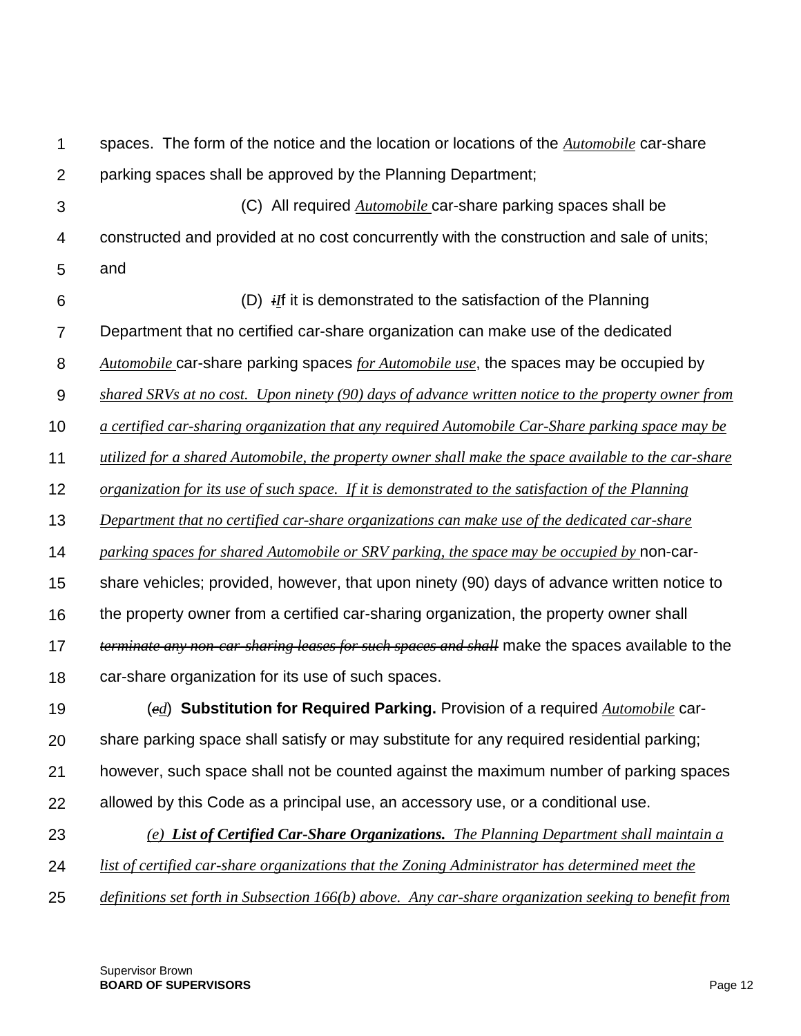spaces. The form of the notice and the location or locations of the *Automobile* car-share parking spaces shall be approved by the Planning Department;

(C) All required *Automobile* car-share parking spaces shall be constructed and provided at no cost concurrently with the construction and sale of units; and

(D) ~~*i*~~*I*f it is demonstrated to the satisfaction of the Planning Department that no certified car-share organization can make use of the dedicated *Automobile* car-share parking spaces *for Automobile use*, the spaces may be occupied by *shared SRVs at no cost. Upon ninety (90) days of advance written notice to the property owner from a certified car-sharing organization that any required Automobile Car-Share parking space may be utilized for a shared Automobile, the property owner shall make the space available to the car-share organization for its use of such space. If it is demonstrated to the satisfaction of the Planning Department that no certified car-share organizations can make use of the dedicated car-share parking spaces for shared Automobile or SRV parking, the space may be occupied by* non-car-share vehicles; provided, however, that upon ninety (90) days of advance written notice to the property owner from a certified car-sharing organization, the property owner shall ~~*terminate any non-car-sharing leases for such spaces and shall*~~ make the spaces available to the car-share organization for its use of such spaces.

(~~*c*~~*d*) **Substitution for Required Parking.** Provision of a required *Automobile* car-share parking space shall satisfy or may substitute for any required residential parking; however, such space shall not be counted against the maximum number of parking spaces allowed by this Code as a principal use, an accessory use, or a conditional use.

*(e) **List of Certified Car-Share Organizations.** The Planning Department shall maintain a list of certified car-share organizations that the Zoning Administrator has determined meet the definitions set forth in Subsection 166(b) above. Any car-share organization seeking to benefit from*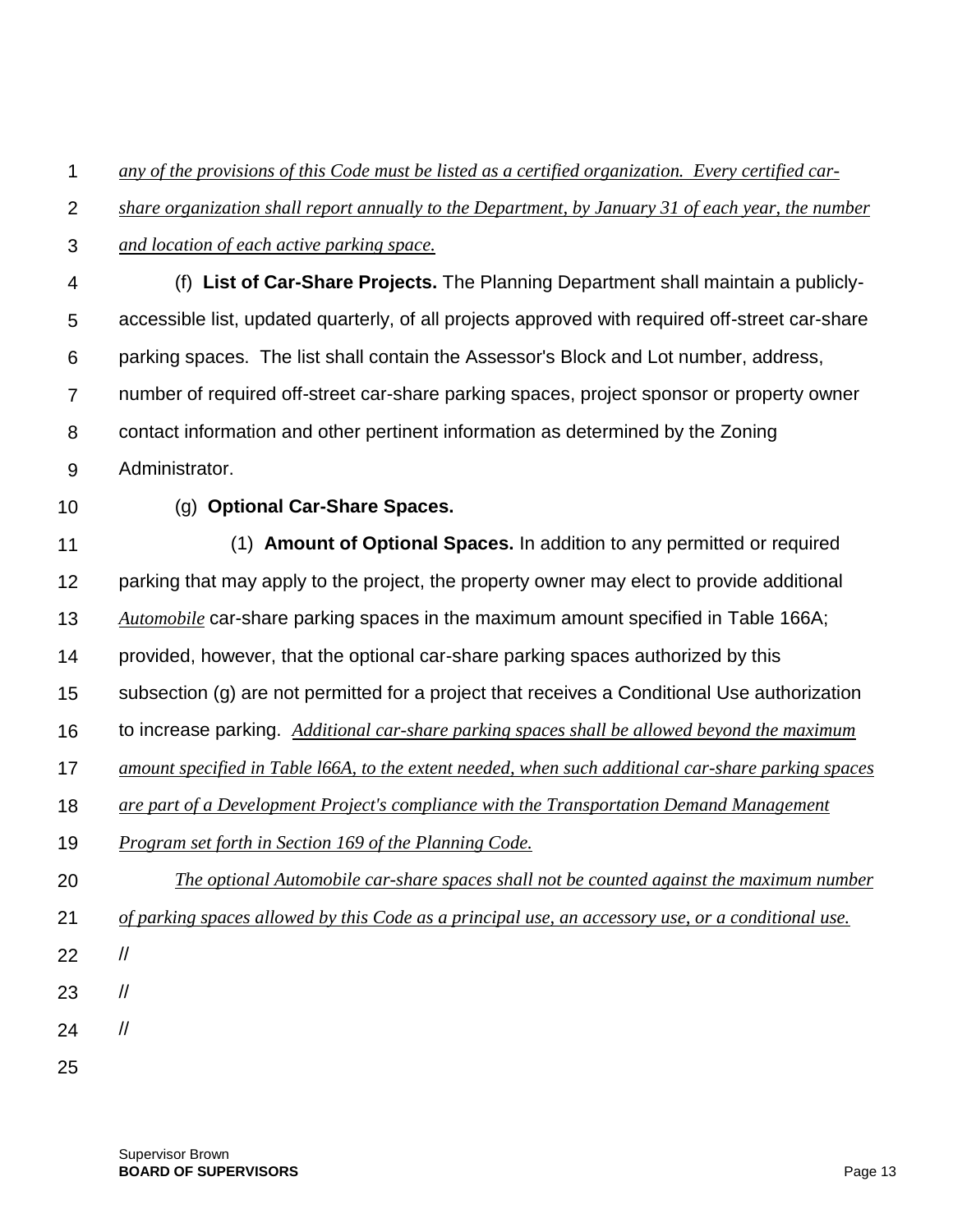*any of the provisions of this Code must be listed as a certified organization. Every certified car-share organization shall report annually to the Department, by January 31 of each year, the number and location of each active parking space.*

(f) **List of Car-Share Projects.** The Planning Department shall maintain a publicly-accessible list, updated quarterly, of all projects approved with required off-street car-share parking spaces. The list shall contain the Assessor's Block and Lot number, address, number of required off-street car-share parking spaces, project sponsor or property owner contact information and other pertinent information as determined by the Zoning Administrator.

(g) **Optional Car-Share Spaces.**

(1) **Amount of Optional Spaces.** In addition to any permitted or required parking that may apply to the project, the property owner may elect to provide additional *Automobile* car-share parking spaces in the maximum amount specified in Table 166A; provided, however, that the optional car-share parking spaces authorized by this subsection (g) are not permitted for a project that receives a Conditional Use authorization to increase parking. *Additional car-share parking spaces shall be allowed beyond the maximum amount specified in Table l66A, to the extent needed, when such additional car-share parking spaces are part of a Development Project's compliance with the Transportation Demand Management Program set forth in Section 169 of the Planning Code.*

*The optional Automobile car-share spaces shall not be counted against the maximum number of parking spaces allowed by this Code as a principal use, an accessory use, or a conditional use.*

//

//

//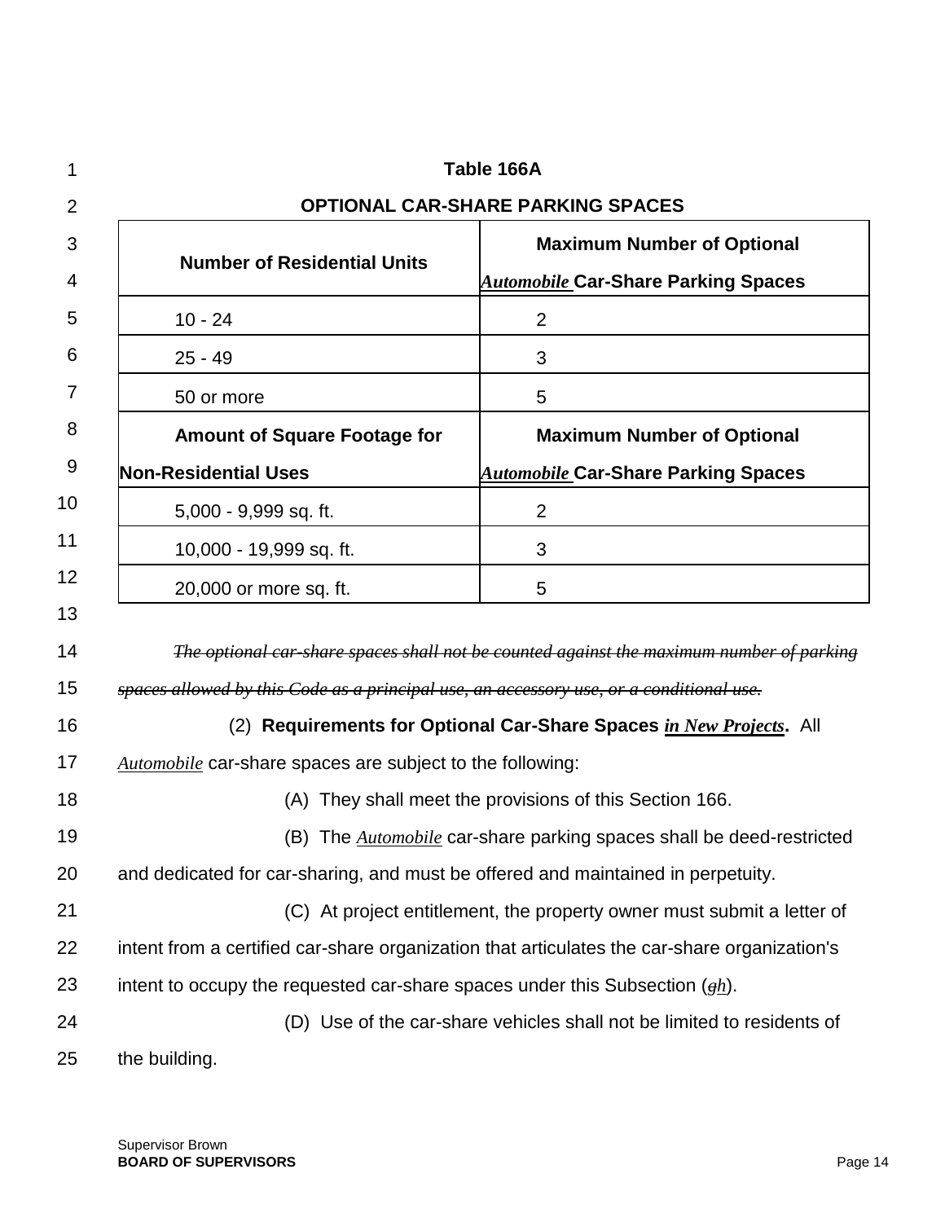**Table 166A**

**OPTIONAL CAR-SHARE PARKING SPACES**

| **Number of Residential Units** | **Maximum Number of Optional *Automobile* Car-Share Parking Spaces** |
|---|---|
| 10 - 24 | 2 |
| 25 - 49 | 3 |
| 50 or more | 5 |
| **Amount of Square Footage for Non-Residential Uses** | **Maximum Number of Optional *Automobile* Car-Share Parking Spaces** |
| 5,000 - 9,999 sq. ft. | 2 |
| 10,000 - 19,999 sq. ft. | 3 |
| 20,000 or more sq. ft. | 5 |

~~*The optional car-share spaces shall not be counted against the maximum number of parking spaces allowed by this Code as a principal use, an accessory use, or a conditional use.*~~

(2) **Requirements for Optional Car-Share Spaces *in New Projects*.** All *Automobile* car-share spaces are subject to the following:

(A) They shall meet the provisions of this Section 166.

(B) The *Automobile* car-share parking spaces shall be deed-restricted and dedicated for car-sharing, and must be offered and maintained in perpetuity.

(C) At project entitlement, the property owner must submit a letter of intent from a certified car-share organization that articulates the car-share organization's intent to occupy the requested car-share spaces under this Subsection (~~g~~*h*).

(D) Use of the car-share vehicles shall not be limited to residents of the building.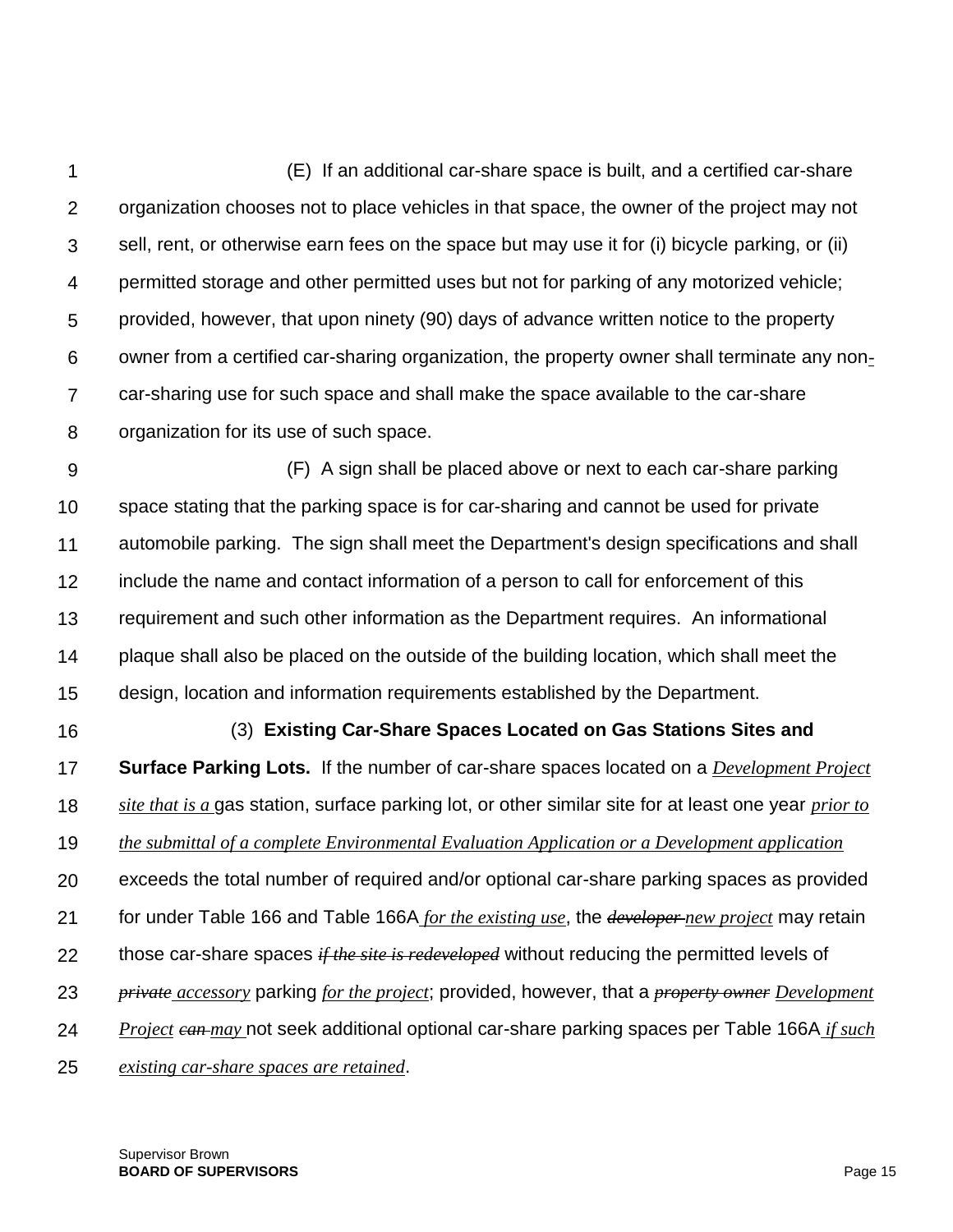(E) If an additional car-share space is built, and a certified car-share organization chooses not to place vehicles in that space, the owner of the project may not sell, rent, or otherwise earn fees on the space but may use it for (i) bicycle parking, or (ii) permitted storage and other permitted uses but not for parking of any motorized vehicle; provided, however, that upon ninety (90) days of advance written notice to the property owner from a certified car-sharing organization, the property owner shall terminate any non-car-sharing use for such space and shall make the space available to the car-share organization for its use of such space.

(F) A sign shall be placed above or next to each car-share parking space stating that the parking space is for car-sharing and cannot be used for private automobile parking. The sign shall meet the Department's design specifications and shall include the name and contact information of a person to call for enforcement of this requirement and such other information as the Department requires. An informational plaque shall also be placed on the outside of the building location, which shall meet the design, location and information requirements established by the Department.

(3) **Existing Car-Share Spaces Located on Gas Stations Sites and Surface Parking Lots.** If the number of car-share spaces located on a *Development Project site that is a* gas station, surface parking lot, or other similar site for at least one year *prior to the submittal of a complete Environmental Evaluation Application or a Development application* exceeds the total number of required and/or optional car-share parking spaces as provided for under Table 166 and Table 166A *for the existing use*, the ~~developer~~ *new project* may retain those car-share spaces ~~*if the site is redeveloped*~~ without reducing the permitted levels of ~~*private*~~ *accessory* parking *for the project*; provided, however, that a ~~*property owner*~~ *Development Project* ~~*can*~~ *may* not seek additional optional car-share parking spaces per Table 166A *if such existing car-share spaces are retained*.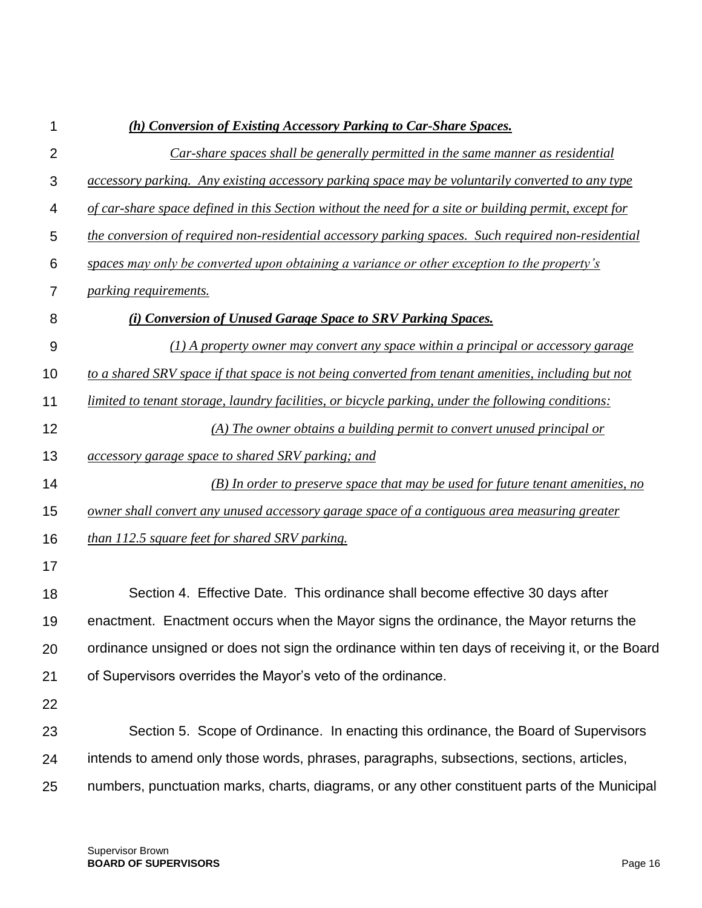***(h) Conversion of Existing Accessory Parking to Car-Share Spaces.***

*Car-share spaces shall be generally permitted in the same manner as residential accessory parking. Any existing accessory parking space may be voluntarily converted to any type of car-share space defined in this Section without the need for a site or building permit, except for the conversion of required non-residential accessory parking spaces. Such required non-residential spaces may only be converted upon obtaining a variance or other exception to the property's parking requirements.*

***(i) Conversion of Unused Garage Space to SRV Parking Spaces.***

*(1) A property owner may convert any space within a principal or accessory garage to a shared SRV space if that space is not being converted from tenant amenities, including but not limited to tenant storage, laundry facilities, or bicycle parking, under the following conditions:*

*(A) The owner obtains a building permit to convert unused principal or accessory garage space to shared SRV parking; and*

*(B) In order to preserve space that may be used for future tenant amenities, no owner shall convert any unused accessory garage space of a contiguous area measuring greater than 112.5 square feet for shared SRV parking.*

Section 4. Effective Date. This ordinance shall become effective 30 days after enactment. Enactment occurs when the Mayor signs the ordinance, the Mayor returns the ordinance unsigned or does not sign the ordinance within ten days of receiving it, or the Board of Supervisors overrides the Mayor's veto of the ordinance.

Section 5. Scope of Ordinance. In enacting this ordinance, the Board of Supervisors intends to amend only those words, phrases, paragraphs, subsections, sections, articles, numbers, punctuation marks, charts, diagrams, or any other constituent parts of the Municipal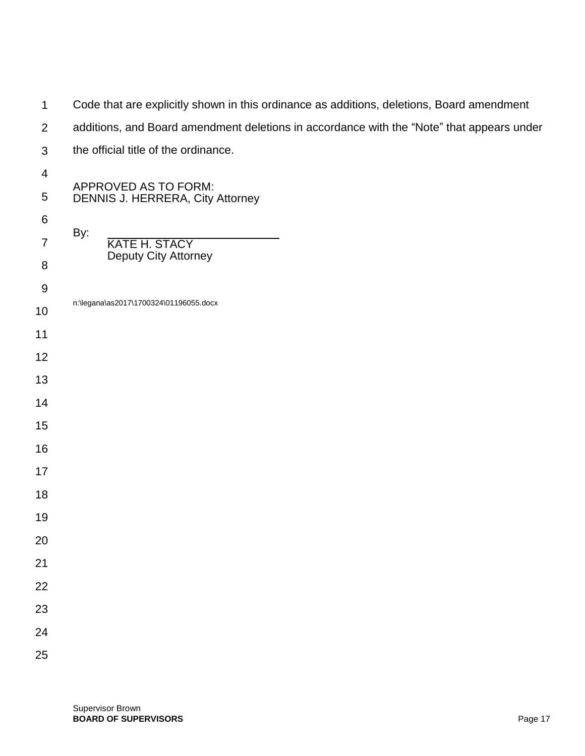Code that are explicitly shown in this ordinance as additions, deletions, Board amendment additions, and Board amendment deletions in accordance with the "Note" that appears under the official title of the ordinance.

APPROVED AS TO FORM:
DENNIS J. HERRERA, City Attorney

By: ____________________________
KATE H. STACY
Deputy City Attorney

n:\legana\as2017\1700324\01196055.docx

Supervisor Brown
**BOARD OF SUPERVISORS**